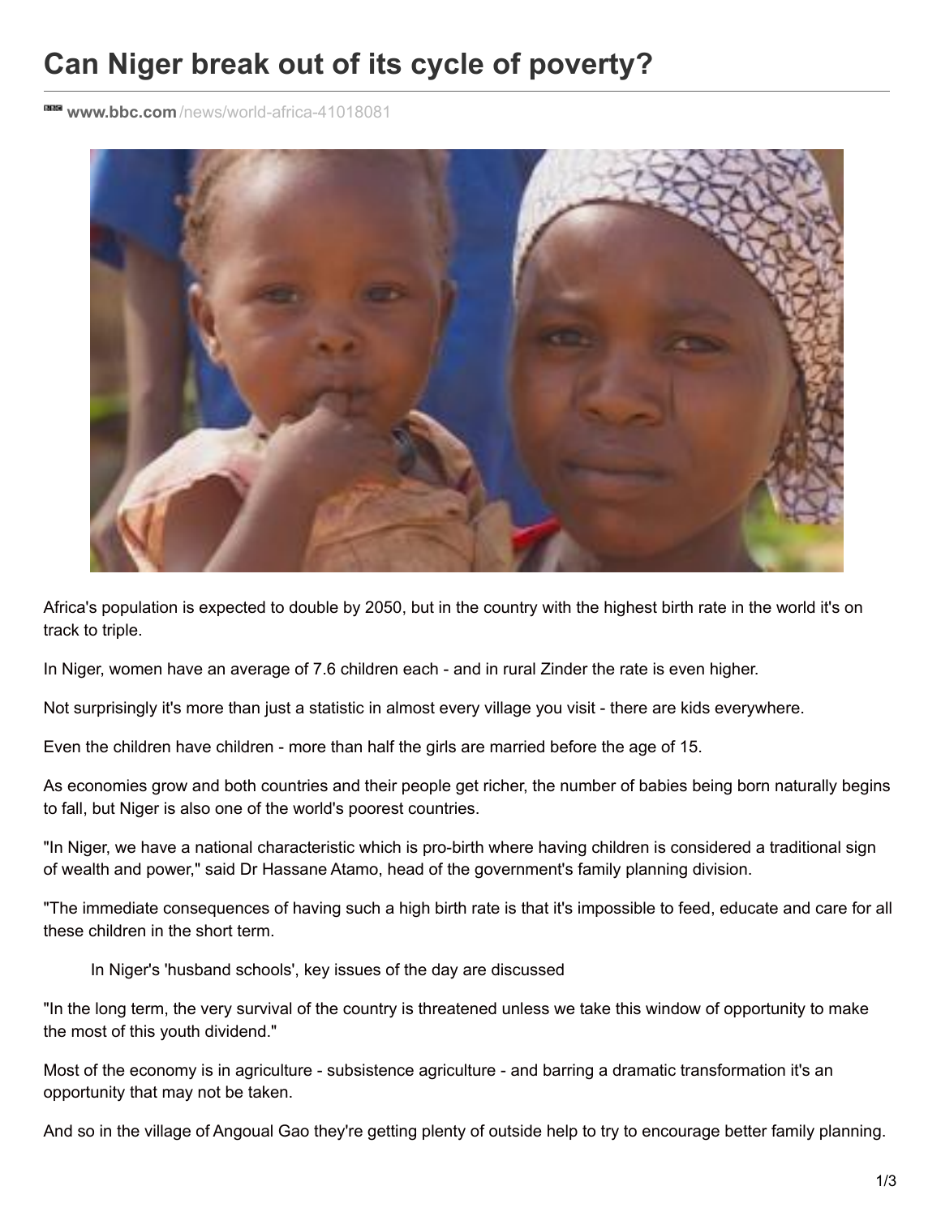# Can Niger break out of its cycle of poverty?

www.bbc.com/news/world-africa-41018081

Africa's population is expected to double by 2050, but in the country with the highest birth rate in the world it's on track to triple.

In Niger, women have an average of 7.6 children each - and in rural Zinder the rate is even higher.

Not surprisingly it's more than just a statistic in almost every village you visit - there are kids everywhere.

Even the children have children - more than half the girls are married before the age of 15.

As economies grow and both countries and their people get richer, the number of babies being born naturally begins to fall, but Niger is also one of the world's poorest countries.

"In Niger, we have a national characteristic which is pro-birth where having children is considered a traditional sign of wealth and power," said Dr Hassane Atamo, head of the government's family planning division.

"The immediate consequences of having such a high birth rate is that it's impossible to feed, educate and care for all these children in the short term.

In Niger's 'husband schools', key issues of the day are discussed

"In the long term, the very survival of the country is threatened unless we take this window of opportunity to make the most of this youth dividend."

Most of the economy is in agriculture - subsistence agriculture - and barring a dramatic transformation it's an opportunity that may not be taken.

And so in the village of Angoual Gao they're getting plenty of outside help to try to encourage better family planning.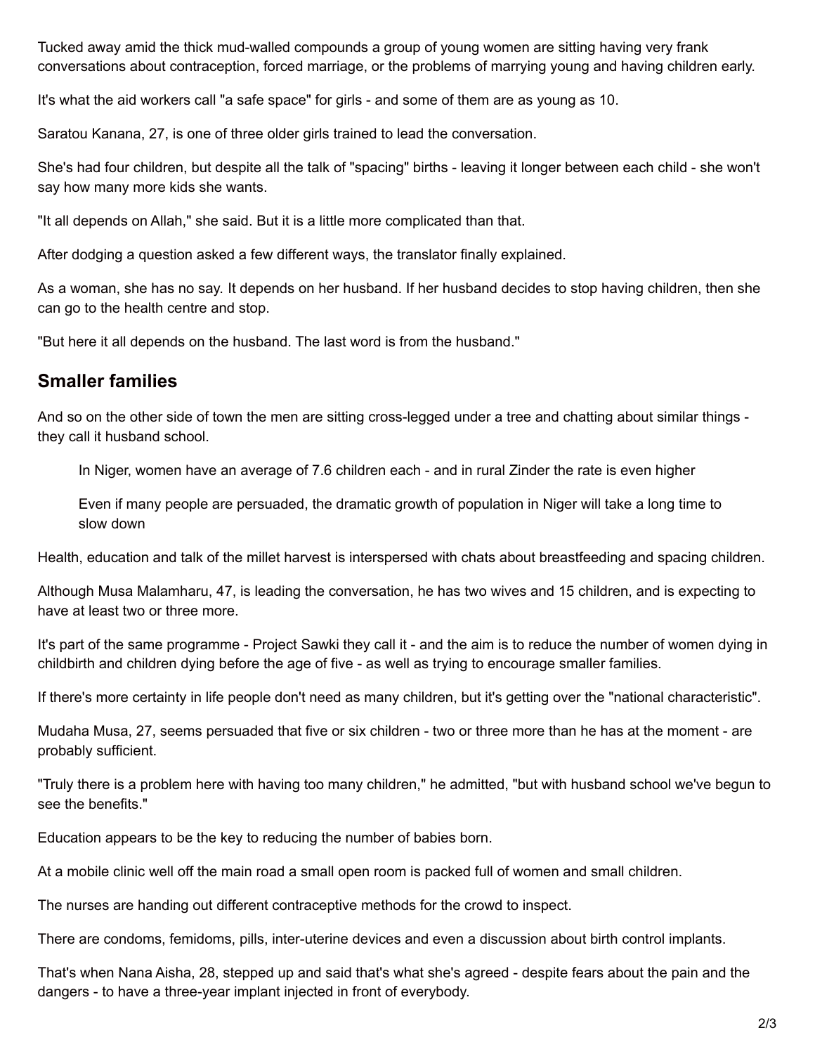Tucked away amid the thick mud-walled compounds a group of young women are sitting having very frank conversations about contraception, forced marriage, or the problems of marrying young and having children early.

It's what the aid workers call "a safe space" for girls - and some of them are as young as 10.

Saratou Kanana, 27, is one of three older girls trained to lead the conversation.

She's had four children, but despite all the talk of "spacing" births - leaving it longer between each child - she won't say how many more kids she wants.

"It all depends on Allah," she said. But it is a little more complicated than that.

After dodging a question asked a few different ways, the translator finally explained.

As a woman, she has no say. It depends on her husband. If her husband decides to stop having children, then she can go to the health centre and stop.

"But here it all depends on the husband. The last word is from the husband."

## Smaller families

And so on the other side of town the men are sitting cross-legged under a tree and chatting about similar things - they call it husband school.

> In Niger, women have an average of 7.6 children each - and in rural Zinder the rate is even higher
>
> Even if many people are persuaded, the dramatic growth of population in Niger will take a long time to slow down

Health, education and talk of the millet harvest is interspersed with chats about breastfeeding and spacing children.

Although Musa Malamharu, 47, is leading the conversation, he has two wives and 15 children, and is expecting to have at least two or three more.

It's part of the same programme - Project Sawki they call it - and the aim is to reduce the number of women dying in childbirth and children dying before the age of five - as well as trying to encourage smaller families.

If there's more certainty in life people don't need as many children, but it's getting over the "national characteristic".

Mudaha Musa, 27, seems persuaded that five or six children - two or three more than he has at the moment - are probably sufficient.

"Truly there is a problem here with having too many children," he admitted, "but with husband school we've begun to see the benefits."

Education appears to be the key to reducing the number of babies born.

At a mobile clinic well off the main road a small open room is packed full of women and small children.

The nurses are handing out different contraceptive methods for the crowd to inspect.

There are condoms, femidoms, pills, inter-uterine devices and even a discussion about birth control implants.

That's when Nana Aisha, 28, stepped up and said that's what she's agreed - despite fears about the pain and the dangers - to have a three-year implant injected in front of everybody.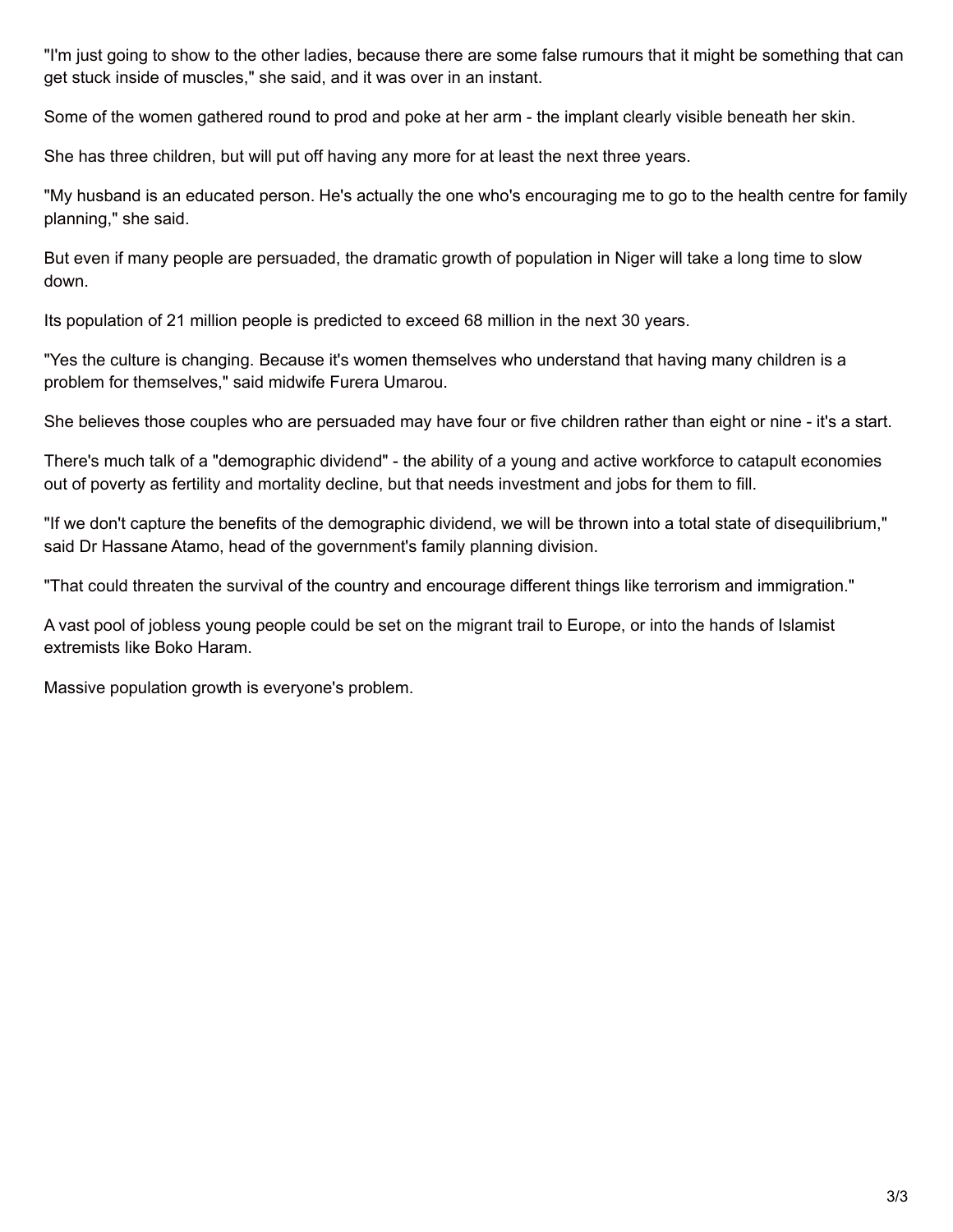"I'm just going to show to the other ladies, because there are some false rumours that it might be something that can get stuck inside of muscles," she said, and it was over in an instant.

Some of the women gathered round to prod and poke at her arm - the implant clearly visible beneath her skin.

She has three children, but will put off having any more for at least the next three years.

"My husband is an educated person. He's actually the one who's encouraging me to go to the health centre for family planning," she said.

But even if many people are persuaded, the dramatic growth of population in Niger will take a long time to slow down.

Its population of 21 million people is predicted to exceed 68 million in the next 30 years.

"Yes the culture is changing. Because it's women themselves who understand that having many children is a problem for themselves," said midwife Furera Umarou.

She believes those couples who are persuaded may have four or five children rather than eight or nine - it's a start.

There's much talk of a "demographic dividend" - the ability of a young and active workforce to catapult economies out of poverty as fertility and mortality decline, but that needs investment and jobs for them to fill.

"If we don't capture the benefits of the demographic dividend, we will be thrown into a total state of disequilibrium," said Dr Hassane Atamo, head of the government's family planning division.

"That could threaten the survival of the country and encourage different things like terrorism and immigration."

A vast pool of jobless young people could be set on the migrant trail to Europe, or into the hands of Islamist extremists like Boko Haram.

Massive population growth is everyone's problem.